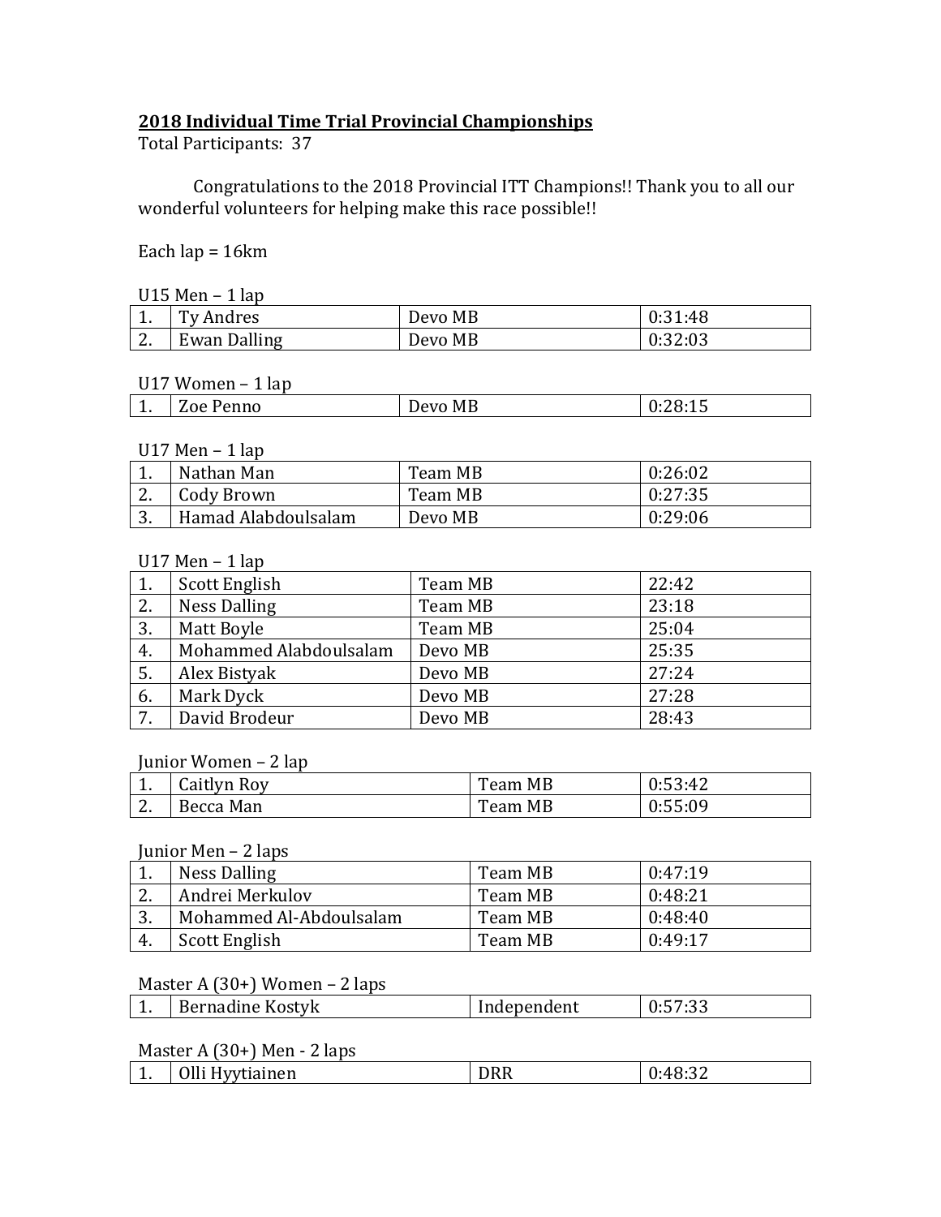**2018 Individual Time Trial Provincial Championships**

Total Participants: 37

Congratulations to the 2018 Provincial ITT Champions!! Thank you to all our wonderful volunteers for helping make this race possible!!

Each lap = 16km

U15 Men – 1 lap

| | | | |
|---|---|---|---|
| 1. | Ty Andres | Devo MB | 0:31:48 |
| 2. | Ewan Dalling | Devo MB | 0:32:03 |

U17 Women – 1 lap

| | | | |
|---|---|---|---|
| 1. | Zoe Penno | Devo MB | 0:28:15 |

U17 Men – 1 lap

| | | | |
|---|---|---|---|
| 1. | Nathan Man | Team MB | 0:26:02 |
| 2. | Cody Brown | Team MB | 0:27:35 |
| 3. | Hamad Alabdoulsalam | Devo MB | 0:29:06 |

U17 Men – 1 lap

| | | | |
|---|---|---|---|
| 1. | Scott English | Team MB | 22:42 |
| 2. | Ness Dalling | Team MB | 23:18 |
| 3. | Matt Boyle | Team MB | 25:04 |
| 4. | Mohammed Alabdoulsalam | Devo MB | 25:35 |
| 5. | Alex Bistyak | Devo MB | 27:24 |
| 6. | Mark Dyck | Devo MB | 27:28 |
| 7. | David Brodeur | Devo MB | 28:43 |

Junior Women – 2 lap

| | | | |
|---|---|---|---|
| 1. | Caitlyn Roy | Team MB | 0:53:42 |
| 2. | Becca Man | Team MB | 0:55:09 |

Junior Men – 2 laps

| | | | |
|---|---|---|---|
| 1. | Ness Dalling | Team MB | 0:47:19 |
| 2. | Andrei Merkulov | Team MB | 0:48:21 |
| 3. | Mohammed Al-Abdoulsalam | Team MB | 0:48:40 |
| 4. | Scott English | Team MB | 0:49:17 |

Master A (30+) Women – 2 laps

| | | | |
|---|---|---|---|
| 1. | Bernadine Kostyk | Independent | 0:57:33 |

Master A (30+) Men - 2 laps

| | | | |
|---|---|---|---|
| 1. | Olli Hyytiainen | DRR | 0:48:32 |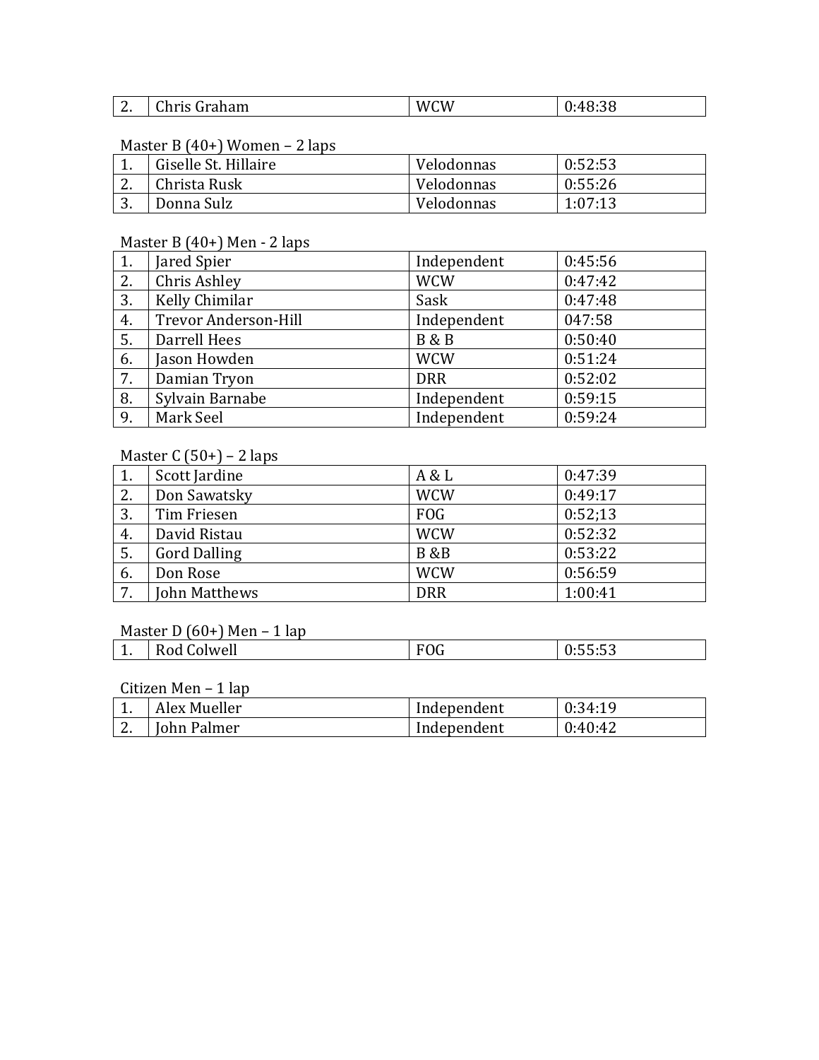| | | | |
|---|---|---|---|
| 2. | Chris Graham | WCW | 0:48:38 |

Master B (40+) Women – 2 laps

| | | | |
|---|---|---|---|
| 1. | Giselle St. Hillaire | Velodonnas | 0:52:53 |
| 2. | Christa Rusk | Velodonnas | 0:55:26 |
| 3. | Donna Sulz | Velodonnas | 1:07:13 |

Master B (40+) Men - 2 laps

| | | | |
|---|---|---|---|
| 1. | Jared Spier | Independent | 0:45:56 |
| 2. | Chris Ashley | WCW | 0:47:42 |
| 3. | Kelly Chimilar | Sask | 0:47:48 |
| 4. | Trevor Anderson-Hill | Independent | 047:58 |
| 5. | Darrell Hees | B & B | 0:50:40 |
| 6. | Jason Howden | WCW | 0:51:24 |
| 7. | Damian Tryon | DRR | 0:52:02 |
| 8. | Sylvain Barnabe | Independent | 0:59:15 |
| 9. | Mark Seel | Independent | 0:59:24 |

Master C (50+) – 2 laps

| | | | |
|---|---|---|---|
| 1. | Scott Jardine | A & L | 0:47:39 |
| 2. | Don Sawatsky | WCW | 0:49:17 |
| 3. | Tim Friesen | FOG | 0:52;13 |
| 4. | David Ristau | WCW | 0:52:32 |
| 5. | Gord Dalling | B &B | 0:53:22 |
| 6. | Don Rose | WCW | 0:56:59 |
| 7. | John Matthews | DRR | 1:00:41 |

Master D (60+) Men – 1 lap

| | | | |
|---|---|---|---|
| 1. | Rod Colwell | FOG | 0:55:53 |

Citizen Men – 1 lap

| | | | |
|---|---|---|---|
| 1. | Alex Mueller | Independent | 0:34:19 |
| 2. | John Palmer | Independent | 0:40:42 |